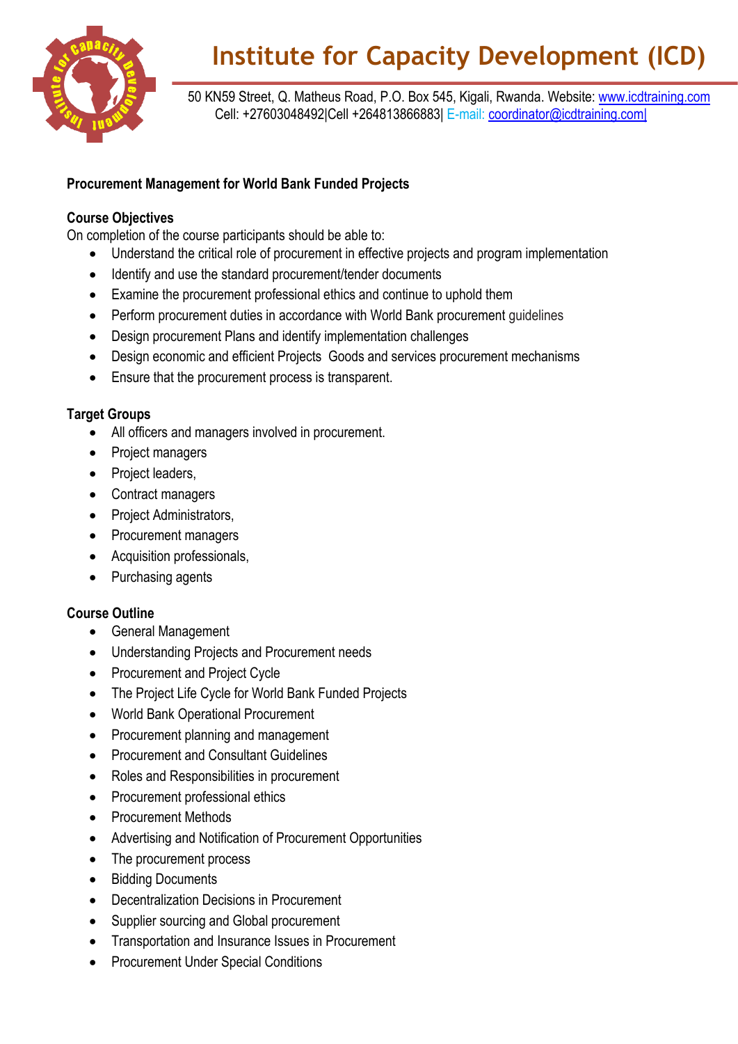# Institute for Capacity Development (ICD)

50 KN59 Street, Q. Matheus Road, P.O. Box 545, Kigali, Rwanda. Website: www.icdtraining.com
Cell: +27603048492|Cell +264813866883| E-mail: coordinator@icdtraining.com|

**Procurement Management for World Bank Funded Projects**

**Course Objectives**

On completion of the course participants should be able to:

- Understand the critical role of procurement in effective projects and program implementation
- Identify and use the standard procurement/tender documents
- Examine the procurement professional ethics and continue to uphold them
- Perform procurement duties in accordance with World Bank procurement guidelines
- Design procurement Plans and identify implementation challenges
- Design economic and efficient Projects Goods and services procurement mechanisms
- Ensure that the procurement process is transparent.

**Target Groups**

- All officers and managers involved in procurement.
- Project managers
- Project leaders,
- Contract managers
- Project Administrators,
- Procurement managers
- Acquisition professionals,
- Purchasing agents

**Course Outline**

- General Management
- Understanding Projects and Procurement needs
- Procurement and Project Cycle
- The Project Life Cycle for World Bank Funded Projects
- World Bank Operational Procurement
- Procurement planning and management
- Procurement and Consultant Guidelines
- Roles and Responsibilities in procurement
- Procurement professional ethics
- Procurement Methods
- Advertising and Notification of Procurement Opportunities
- The procurement process
- Bidding Documents
- Decentralization Decisions in Procurement
- Supplier sourcing and Global procurement
- Transportation and Insurance Issues in Procurement
- Procurement Under Special Conditions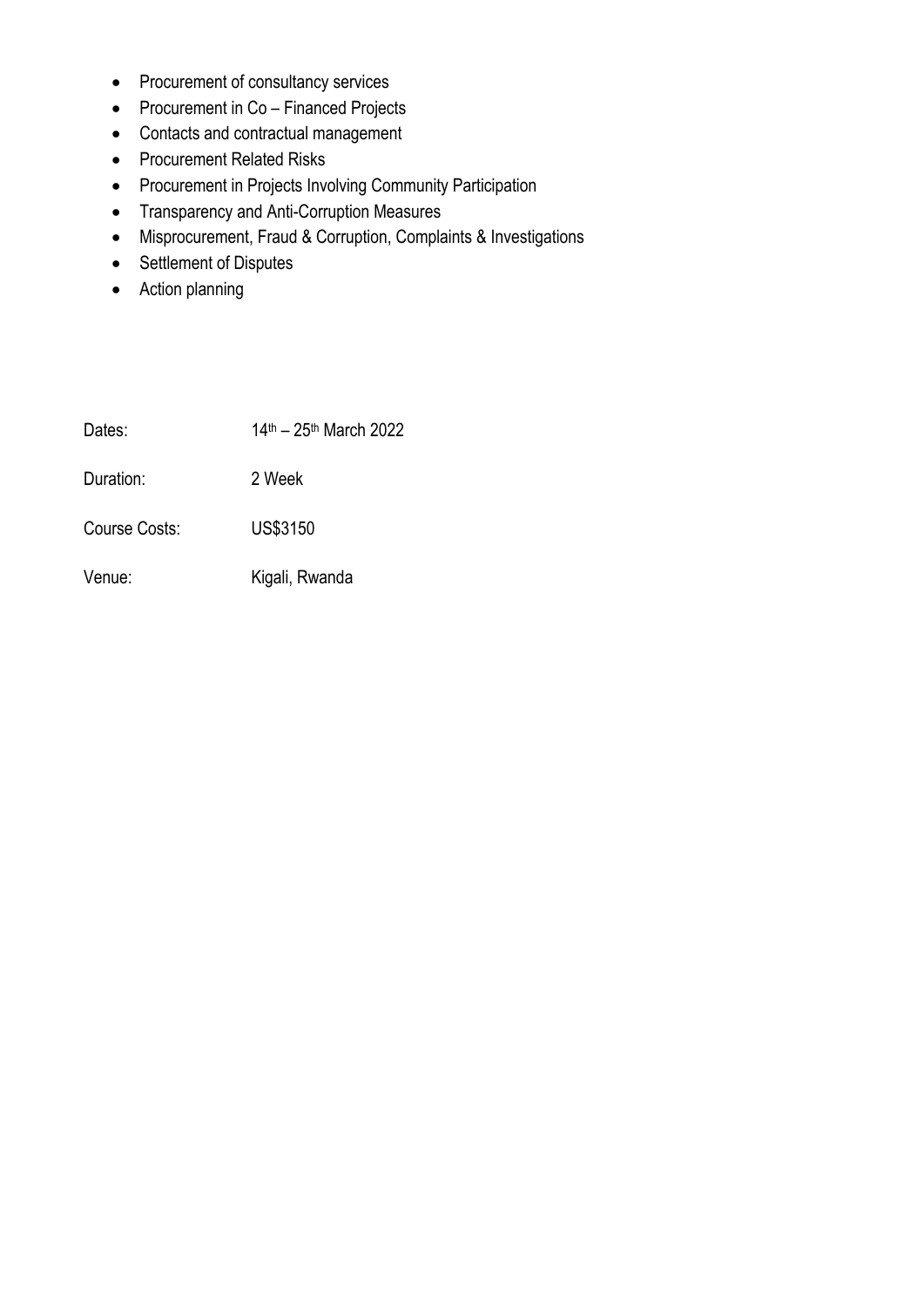- Procurement of consultancy services
- Procurement in Co – Financed Projects
- Contacts and contractual management
- Procurement Related Risks
- Procurement in Projects Involving Community Participation
- Transparency and Anti-Corruption Measures
- Misprocurement, Fraud & Corruption, Complaints & Investigations
- Settlement of Disputes
- Action planning

| | |
|---|---|
| Dates: | 14th – 25th March 2022 |
| Duration: | 2 Week |
| Course Costs: | US$3150 |
| Venue: | Kigali, Rwanda |